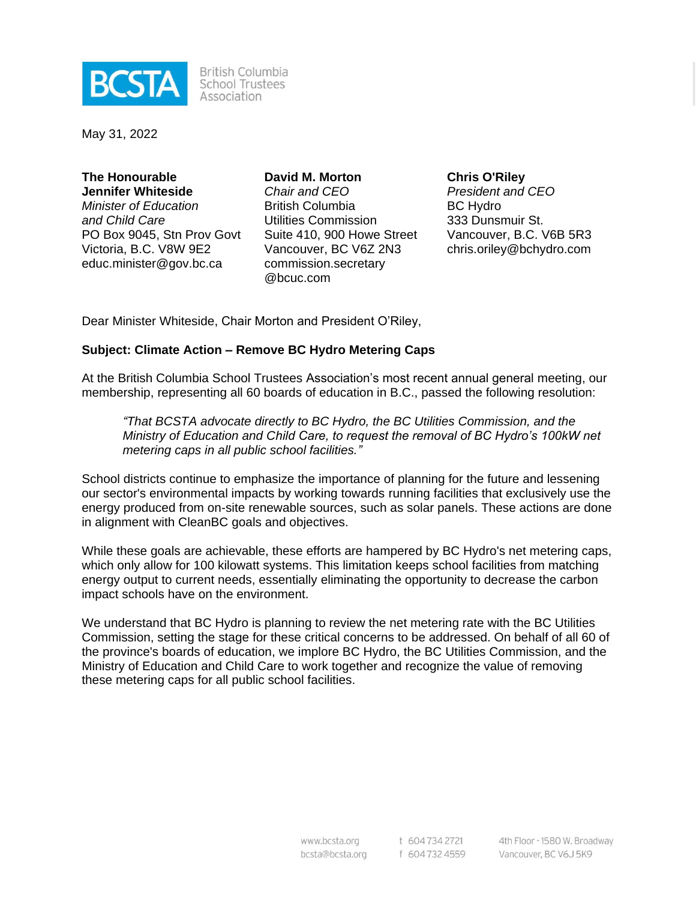**BCSTA** British Columbia School Trustees Association

May 31, 2022

**The Honourable Jennifer Whiteside**
*Minister of Education and Child Care*
PO Box 9045, Stn Prov Govt
Victoria, B.C. V8W 9E2
educ.minister@gov.bc.ca

**David M. Morton**
*Chair and CEO*
British Columbia Utilities Commission
Suite 410, 900 Howe Street
Vancouver, BC V6Z 2N3
commission.secretary@bcuc.com

**Chris O'Riley**
*President and CEO*
BC Hydro
333 Dunsmuir St.
Vancouver, B.C. V6B 5R3
chris.oriley@bchydro.com

Dear Minister Whiteside, Chair Morton and President O'Riley,

**Subject: Climate Action – Remove BC Hydro Metering Caps**

At the British Columbia School Trustees Association's most recent annual general meeting, our membership, representing all 60 boards of education in B.C., passed the following resolution:

> *"That BCSTA advocate directly to BC Hydro, the BC Utilities Commission, and the Ministry of Education and Child Care, to request the removal of BC Hydro's 100kW net metering caps in all public school facilities."*

School districts continue to emphasize the importance of planning for the future and lessening our sector's environmental impacts by working towards running facilities that exclusively use the energy produced from on-site renewable sources, such as solar panels. These actions are done in alignment with CleanBC goals and objectives.

While these goals are achievable, these efforts are hampered by BC Hydro's net metering caps, which only allow for 100 kilowatt systems. This limitation keeps school facilities from matching energy output to current needs, essentially eliminating the opportunity to decrease the carbon impact schools have on the environment.

We understand that BC Hydro is planning to review the net metering rate with the BC Utilities Commission, setting the stage for these critical concerns to be addressed. On behalf of all 60 of the province's boards of education, we implore BC Hydro, the BC Utilities Commission, and the Ministry of Education and Child Care to work together and recognize the value of removing these metering caps for all public school facilities.

www.bcsta.org
bcsta@bcsta.org
t 604 734 2721
f 604 732 4559
4th Floor - 1580 W. Broadway
Vancouver, BC V6J 5K9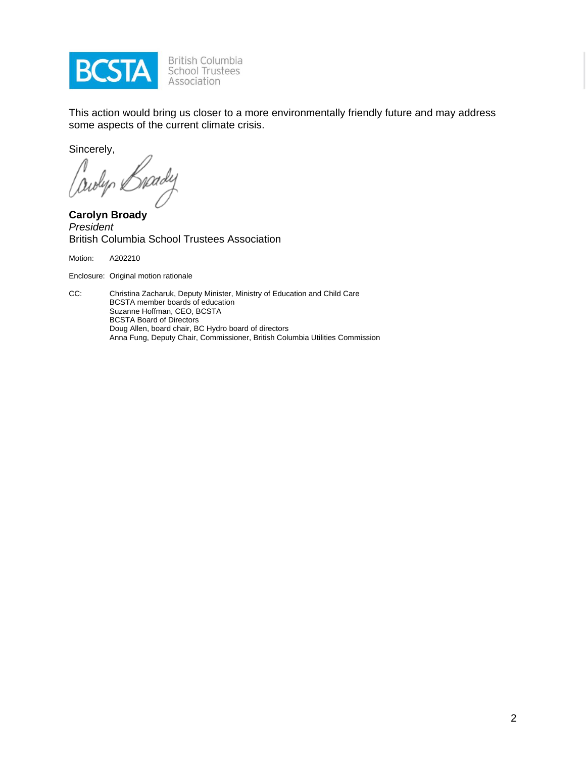This action would bring us closer to a more environmentally friendly future and may address some aspects of the current climate crisis.

Sincerely,

**Carolyn Broady**
*President*
British Columbia School Trustees Association

Motion: A202210

Enclosure: Original motion rationale

CC: Christina Zacharuk, Deputy Minister, Ministry of Education and Child Care
BCSTA member boards of education
Suzanne Hoffman, CEO, BCSTA
BCSTA Board of Directors
Doug Allen, board chair, BC Hydro board of directors
Anna Fung, Deputy Chair, Commissioner, British Columbia Utilities Commission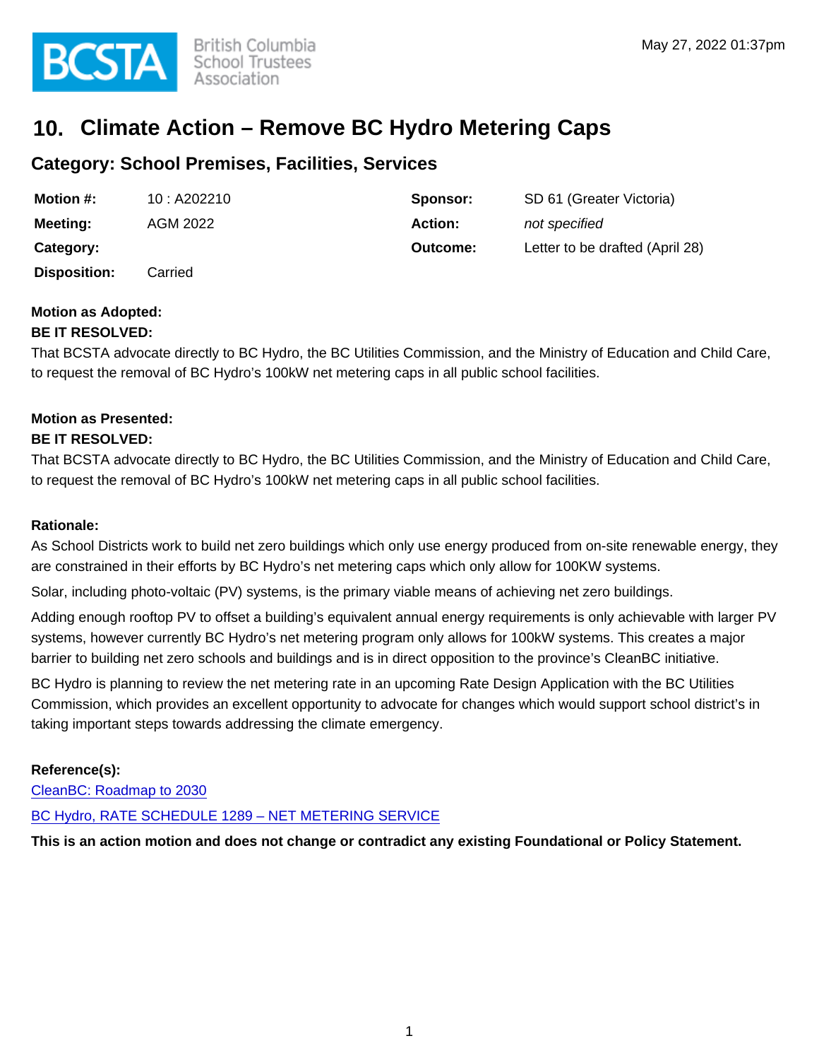# 10. Climate Action – Remove BC Hydro Metering Caps

## Category: School Premises, Facilities, Services

| | | | |
|---|---|---|---|
| **Motion #:** | 10 : A202210 | **Sponsor:** | SD 61 (Greater Victoria) |
| **Meeting:** | AGM 2022 | **Action:** | *not specified* |
| **Category:** | | **Outcome:** | Letter to be drafted (April 28) |
| **Disposition:** | Carried | | |

**Motion as Adopted:**
**BE IT RESOLVED:**
That BCSTA advocate directly to BC Hydro, the BC Utilities Commission, and the Ministry of Education and Child Care, to request the removal of BC Hydro's 100kW net metering caps in all public school facilities.

**Motion as Presented:**
**BE IT RESOLVED:**
That BCSTA advocate directly to BC Hydro, the BC Utilities Commission, and the Ministry of Education and Child Care, to request the removal of BC Hydro's 100kW net metering caps in all public school facilities.

**Rationale:**
As School Districts work to build net zero buildings which only use energy produced from on-site renewable energy, they are constrained in their efforts by BC Hydro's net metering caps which only allow for 100KW systems.

Solar, including photo-voltaic (PV) systems, is the primary viable means of achieving net zero buildings.

Adding enough rooftop PV to offset a building's equivalent annual energy requirements is only achievable with larger PV systems, however currently BC Hydro's net metering program only allows for 100kW systems. This creates a major barrier to building net zero schools and buildings and is in direct opposition to the province's CleanBC initiative.

BC Hydro is planning to review the net metering rate in an upcoming Rate Design Application with the BC Utilities Commission, which provides an excellent opportunity to advocate for changes which would support school district's in taking important steps towards addressing the climate emergency.

**Reference(s):**
CleanBC: Roadmap to 2030
BC Hydro, RATE SCHEDULE 1289 – NET METERING SERVICE

**This is an action motion and does not change or contradict any existing Foundational or Policy Statement.**